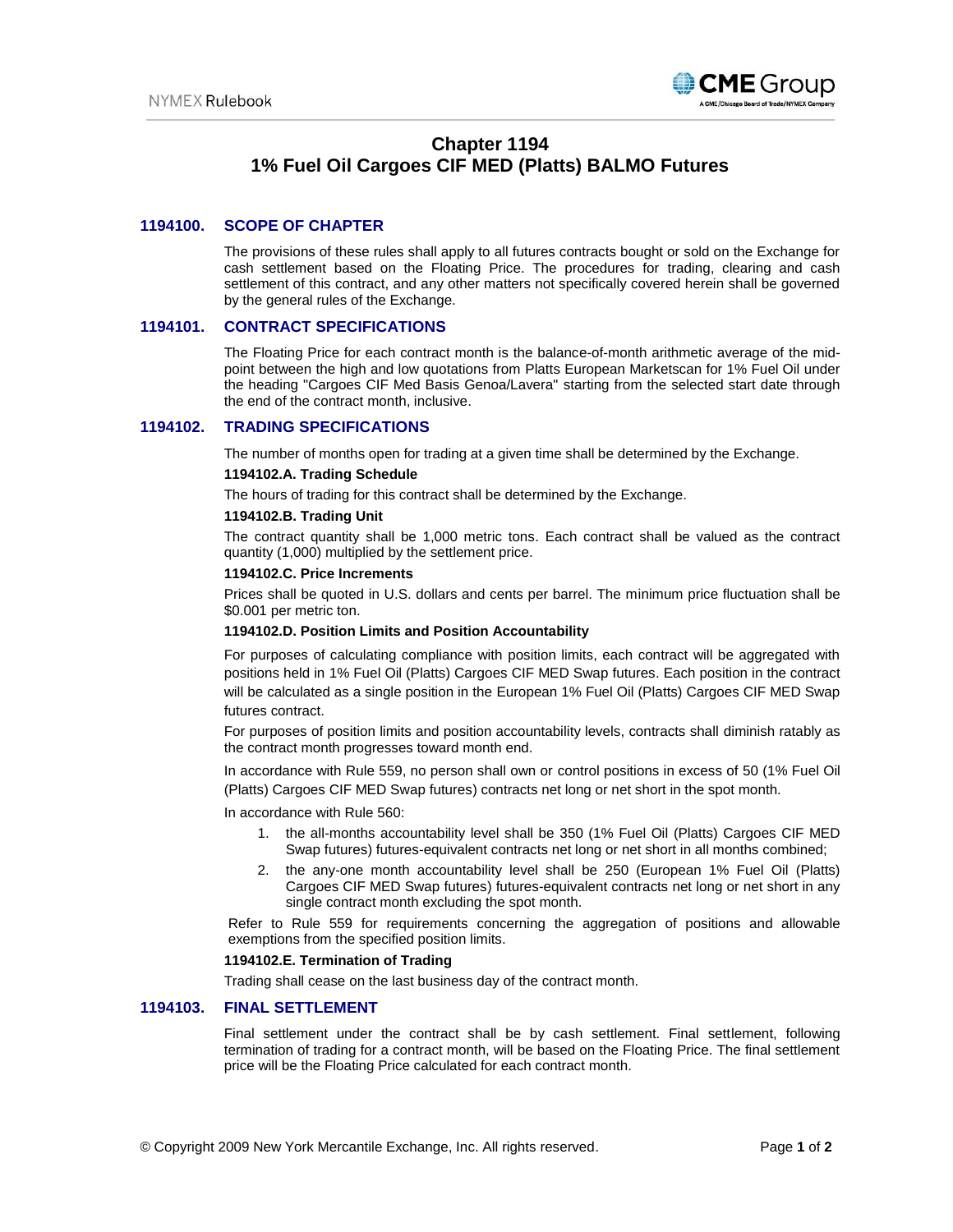# Chapter 1194
# 1% Fuel Oil Cargoes CIF MED (Platts) BALMO Futures

## 1194100. SCOPE OF CHAPTER

The provisions of these rules shall apply to all futures contracts bought or sold on the Exchange for cash settlement based on the Floating Price. The procedures for trading, clearing and cash settlement of this contract, and any other matters not specifically covered herein shall be governed by the general rules of the Exchange.

## 1194101. CONTRACT SPECIFICATIONS

The Floating Price for each contract month is the balance-of-month arithmetic average of the mid-point between the high and low quotations from Platts European Marketscan for 1% Fuel Oil under the heading "Cargoes CIF Med Basis Genoa/Lavera" starting from the selected start date through the end of the contract month, inclusive.

## 1194102. TRADING SPECIFICATIONS

The number of months open for trading at a given time shall be determined by the Exchange.

**1194102.A. Trading Schedule**

The hours of trading for this contract shall be determined by the Exchange.

**1194102.B. Trading Unit**

The contract quantity shall be 1,000 metric tons. Each contract shall be valued as the contract quantity (1,000) multiplied by the settlement price.

**1194102.C. Price Increments**

Prices shall be quoted in U.S. dollars and cents per barrel. The minimum price fluctuation shall be $0.001 per metric ton.

**1194102.D. Position Limits and Position Accountability**

For purposes of calculating compliance with position limits, each contract will be aggregated with positions held in 1% Fuel Oil (Platts) Cargoes CIF MED Swap futures. Each position in the contract will be calculated as a single position in the European 1% Fuel Oil (Platts) Cargoes CIF MED Swap futures contract.

For purposes of position limits and position accountability levels, contracts shall diminish ratably as the contract month progresses toward month end.

In accordance with Rule 559, no person shall own or control positions in excess of 50 (1% Fuel Oil (Platts) Cargoes CIF MED Swap futures) contracts net long or net short in the spot month.

In accordance with Rule 560:

1. the all-months accountability level shall be 350 (1% Fuel Oil (Platts) Cargoes CIF MED Swap futures) futures-equivalent contracts net long or net short in all months combined;
2. the any-one month accountability level shall be 250 (European 1% Fuel Oil (Platts) Cargoes CIF MED Swap futures) futures-equivalent contracts net long or net short in any single contract month excluding the spot month.

Refer to Rule 559 for requirements concerning the aggregation of positions and allowable exemptions from the specified position limits.

**1194102.E. Termination of Trading**

Trading shall cease on the last business day of the contract month.

## 1194103. FINAL SETTLEMENT

Final settlement under the contract shall be by cash settlement. Final settlement, following termination of trading for a contract month, will be based on the Floating Price. The final settlement price will be the Floating Price calculated for each contract month.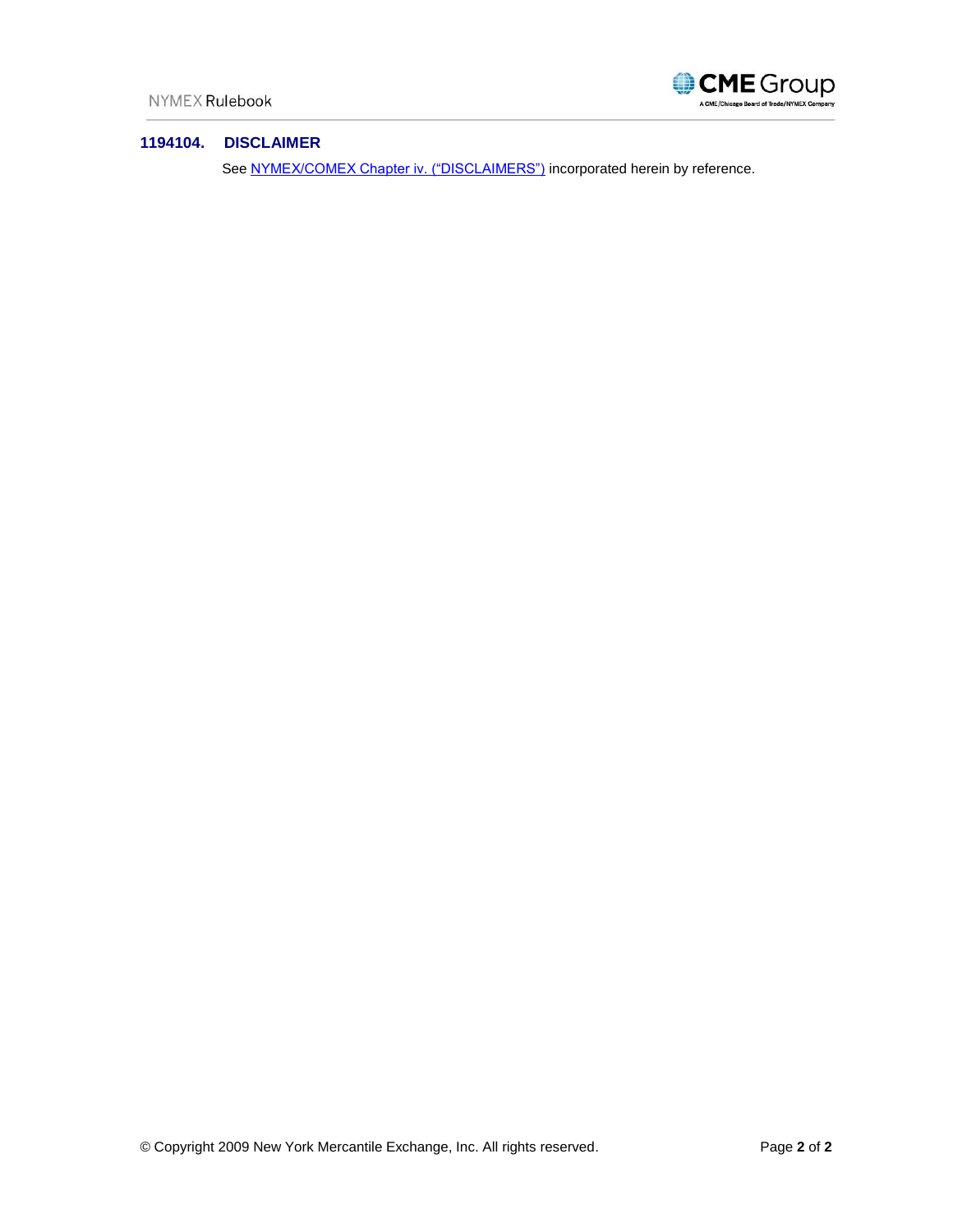### 1194104. DISCLAIMER

See [NYMEX/COMEX Chapter iv. ("DISCLAIMERS")]() incorporated herein by reference.

© Copyright 2009 New York Mercantile Exchange, Inc. All rights reserved.